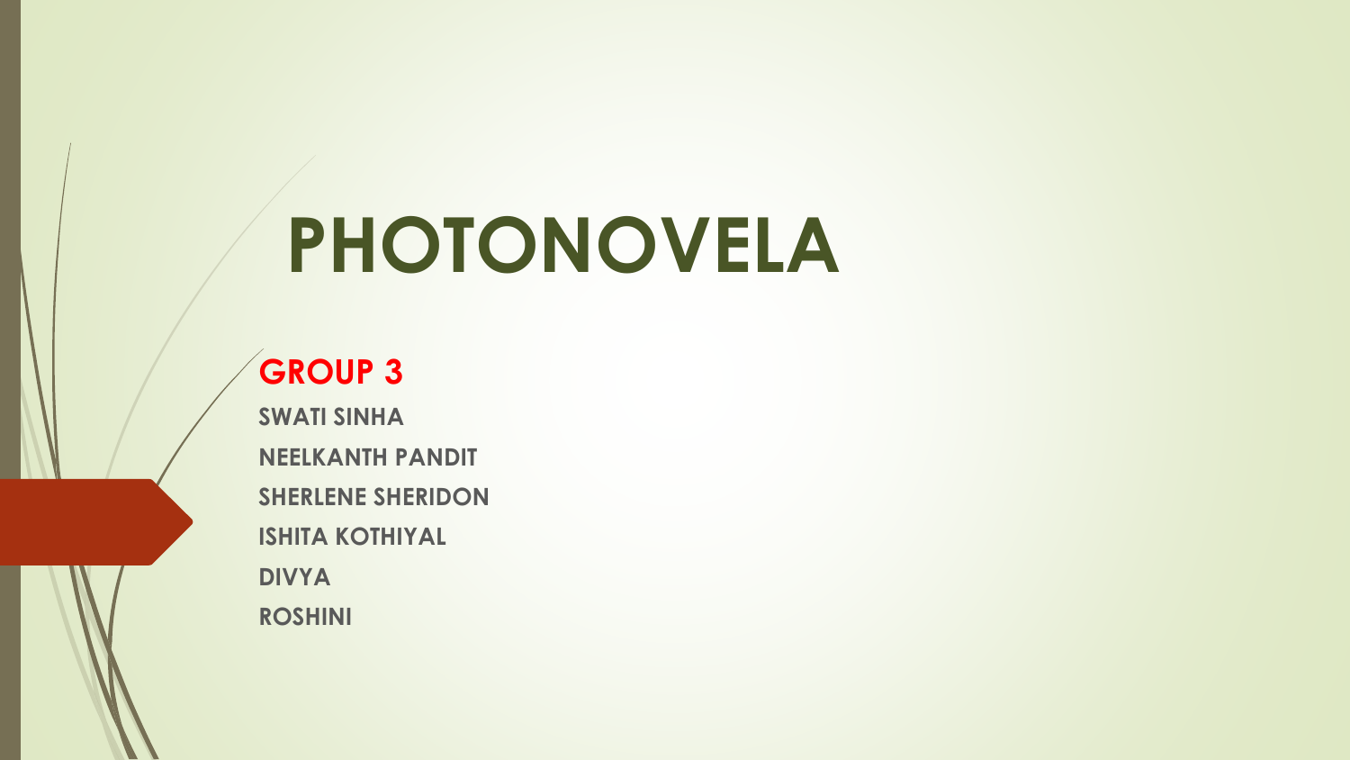# PHOTONOVELA

## GROUP 3

**SWATI SINHA**

**NEELKANTH PANDIT**

**SHERLENE SHERIDON**

**ISHITA KOTHIYAL**

**DIVYA**

**ROSHINI**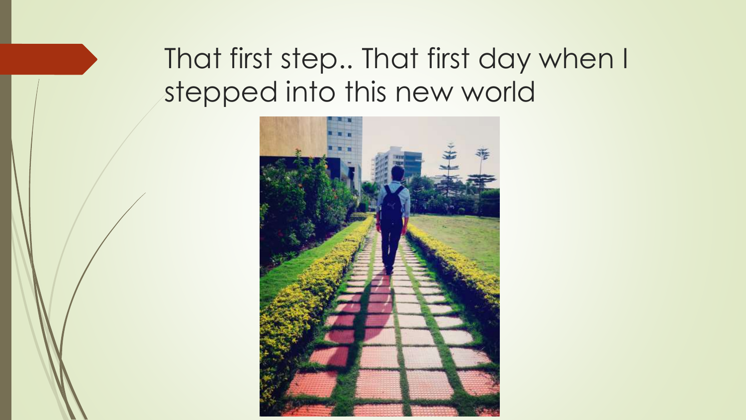# That first step.. That first day when I stepped into this new world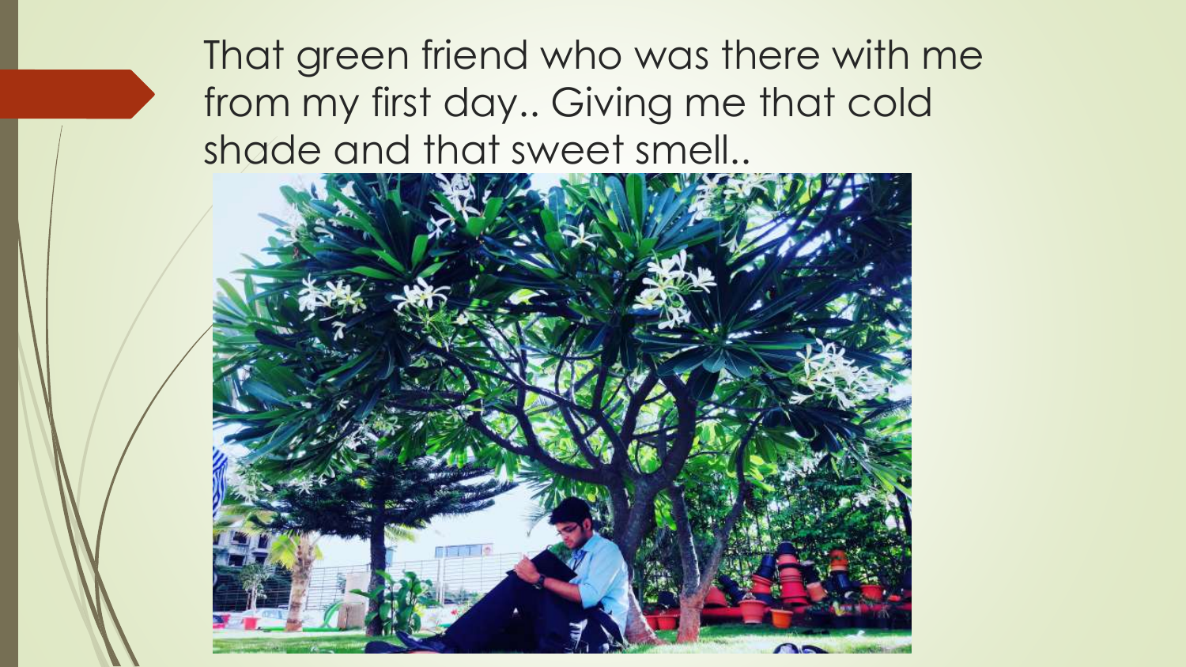That green friend who was there with me from my first day.. Giving me that cold shade and that sweet smell..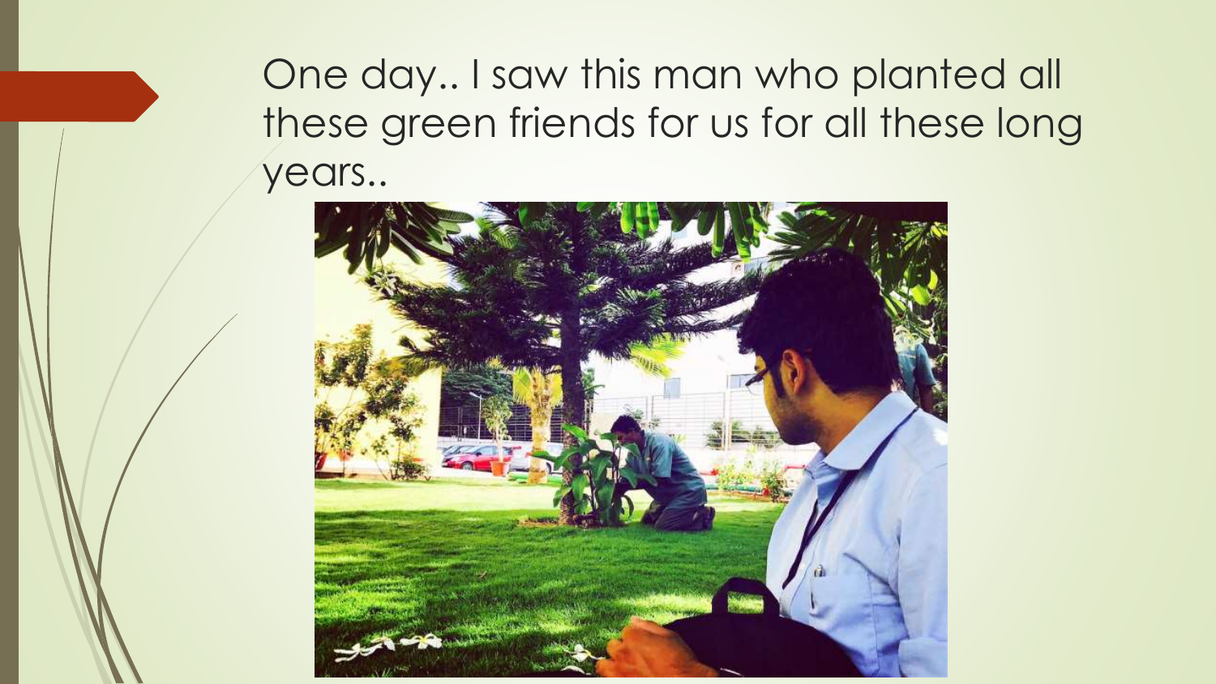One day.. I saw this man who planted all these green friends for us for all these long years..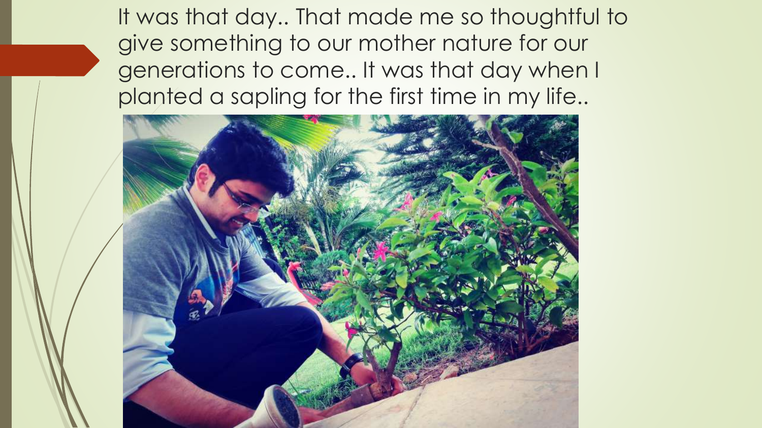It was that day.. That made me so thoughtful to give something to our mother nature for our generations to come.. It was that day when I planted a sapling for the first time in my life..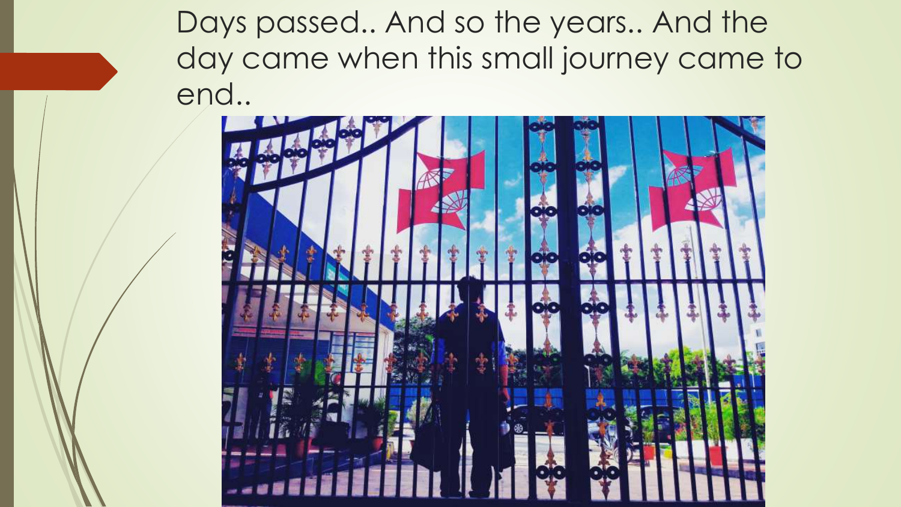Days passed.. And so the years.. And the day came when this small journey came to end..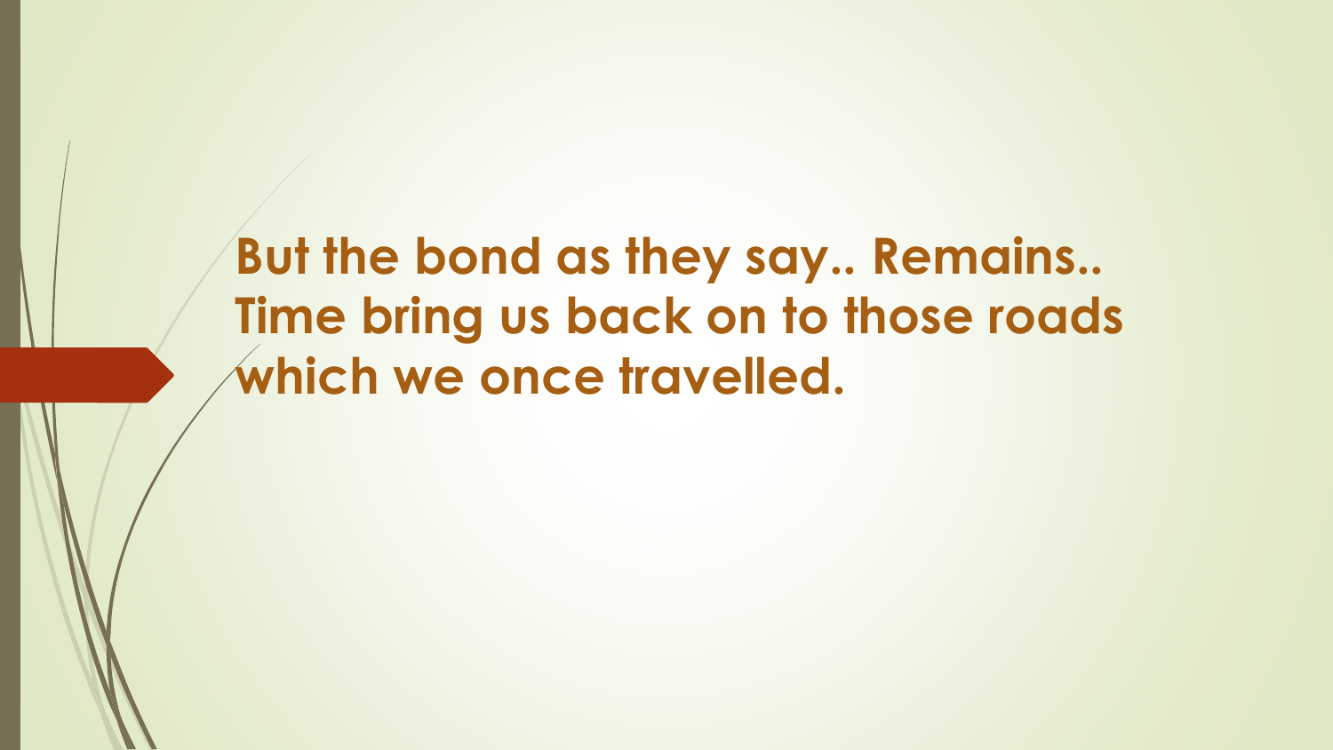**But the bond as they say.. Remains.. Time bring us back on to those roads which we once travelled.**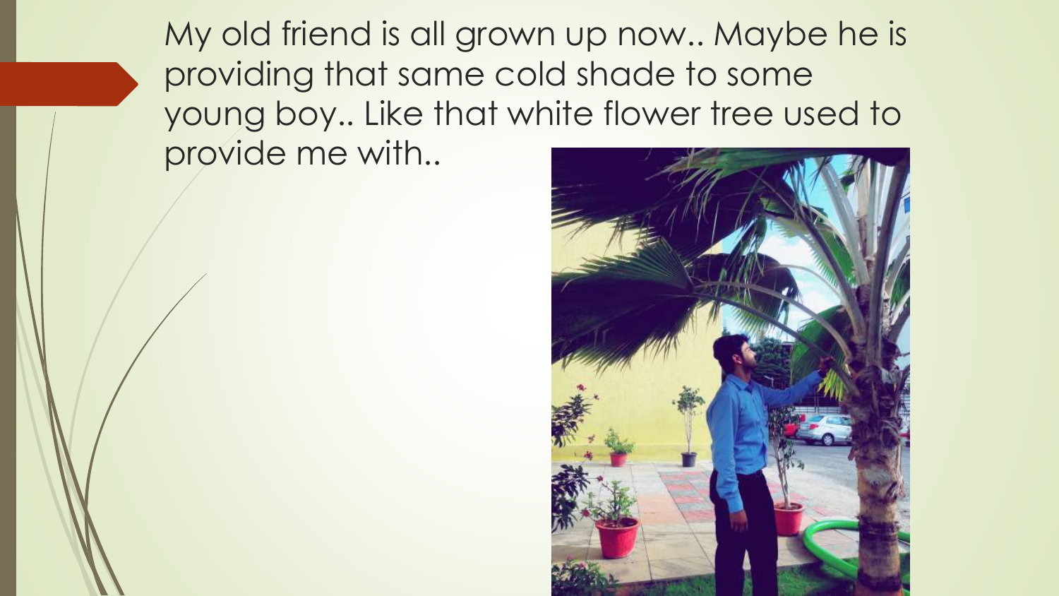My old friend is all grown up now.. Maybe he is providing that same cold shade to some young boy.. Like that white flower tree used to provide me with..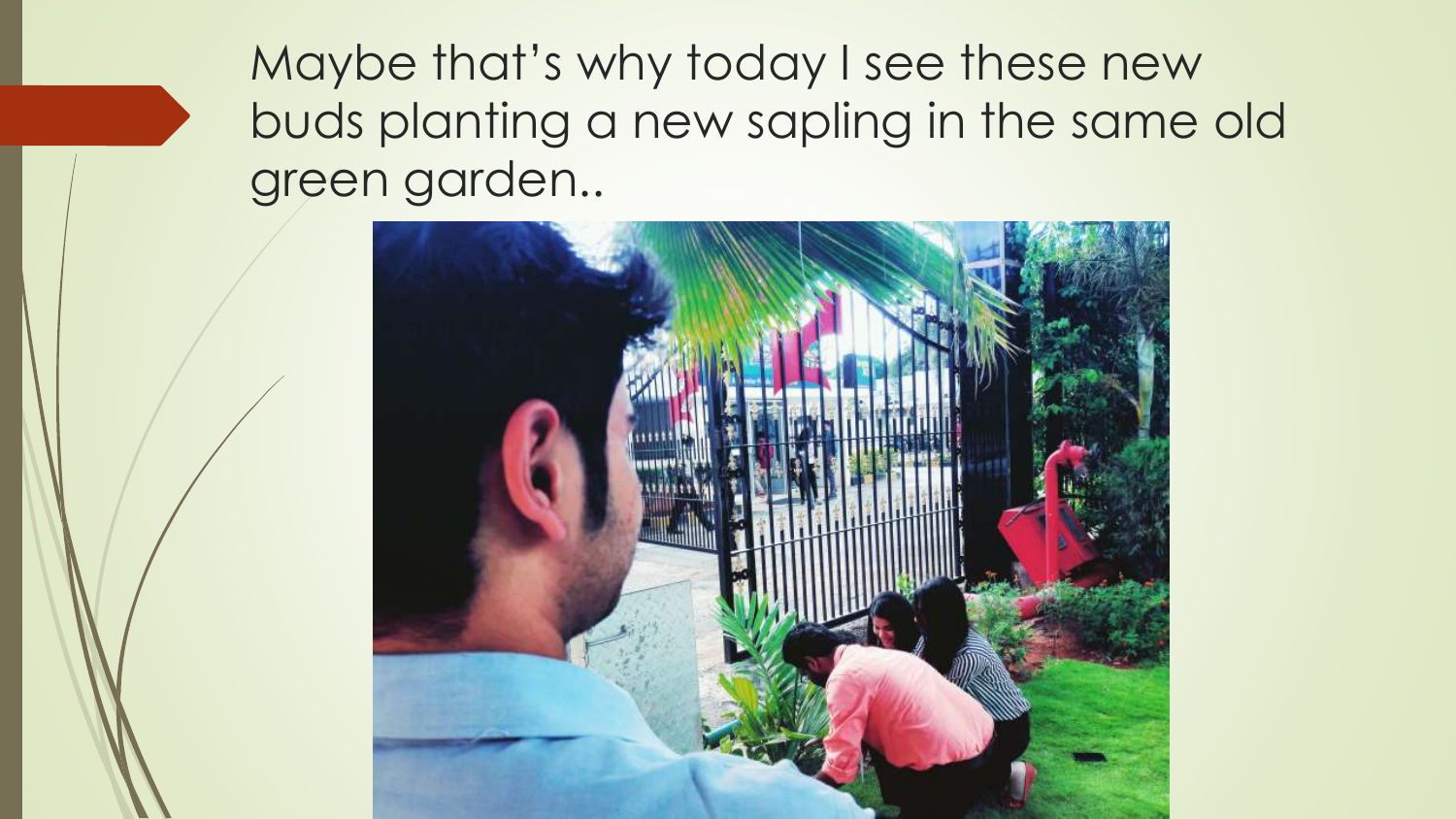Maybe that’s why today I see these new buds planting a new sapling in the same old green garden..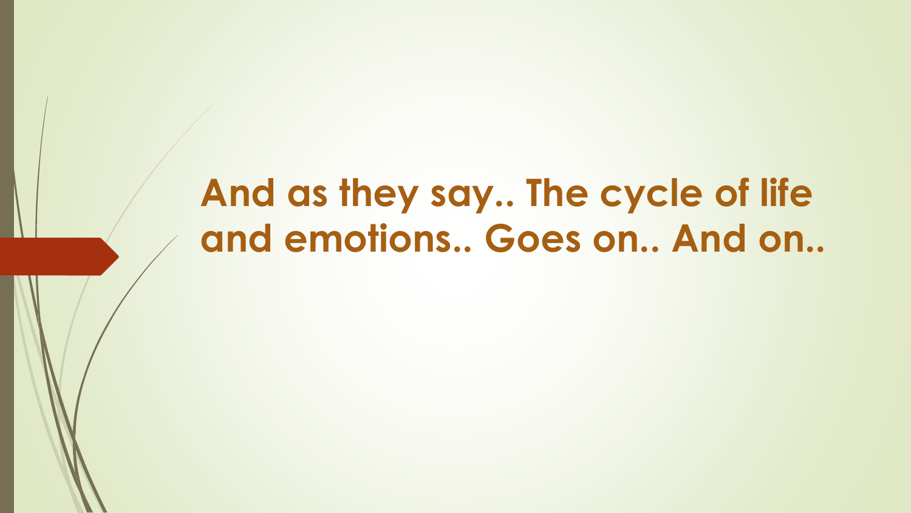# And as they say.. The cycle of life and emotions.. Goes on.. And on..